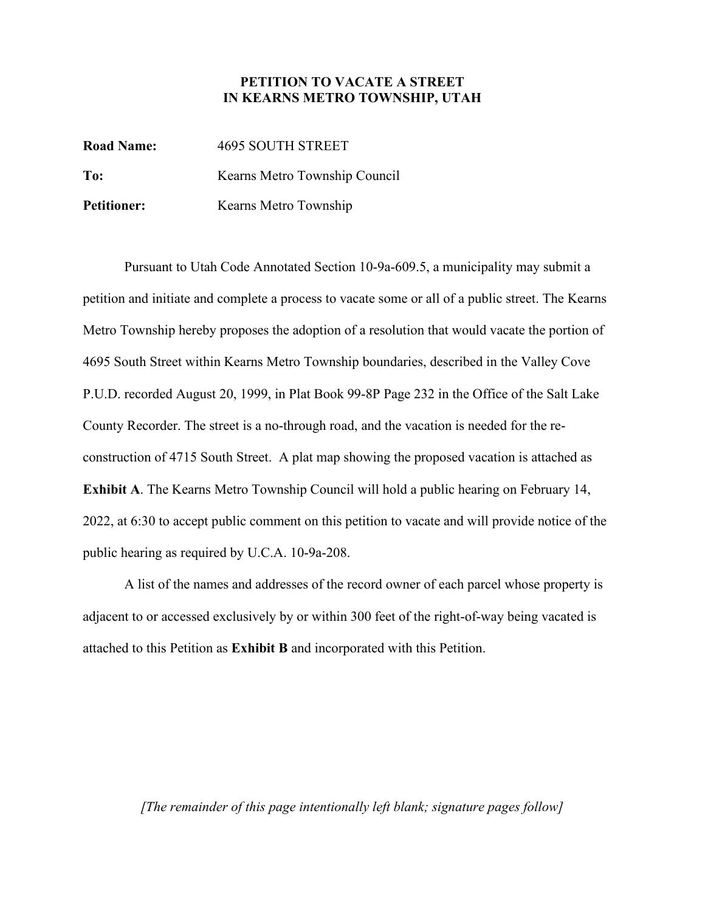# PETITION TO VACATE A STREET IN KEARNS METRO TOWNSHIP, UTAH

**Road Name:** 4695 SOUTH STREET

**To:** Kearns Metro Township Council

**Petitioner:** Kearns Metro Township

Pursuant to Utah Code Annotated Section 10-9a-609.5, a municipality may submit a petition and initiate and complete a process to vacate some or all of a public street. The Kearns Metro Township hereby proposes the adoption of a resolution that would vacate the portion of 4695 South Street within Kearns Metro Township boundaries, described in the Valley Cove P.U.D. recorded August 20, 1999, in Plat Book 99-8P Page 232 in the Office of the Salt Lake County Recorder. The street is a no-through road, and the vacation is needed for the re-construction of 4715 South Street. A plat map showing the proposed vacation is attached as **Exhibit A**. The Kearns Metro Township Council will hold a public hearing on February 14, 2022, at 6:30 to accept public comment on this petition to vacate and will provide notice of the public hearing as required by U.C.A. 10-9a-208.

A list of the names and addresses of the record owner of each parcel whose property is adjacent to or accessed exclusively by or within 300 feet of the right-of-way being vacated is attached to this Petition as **Exhibit B** and incorporated with this Petition.

*[The remainder of this page intentionally left blank; signature pages follow]*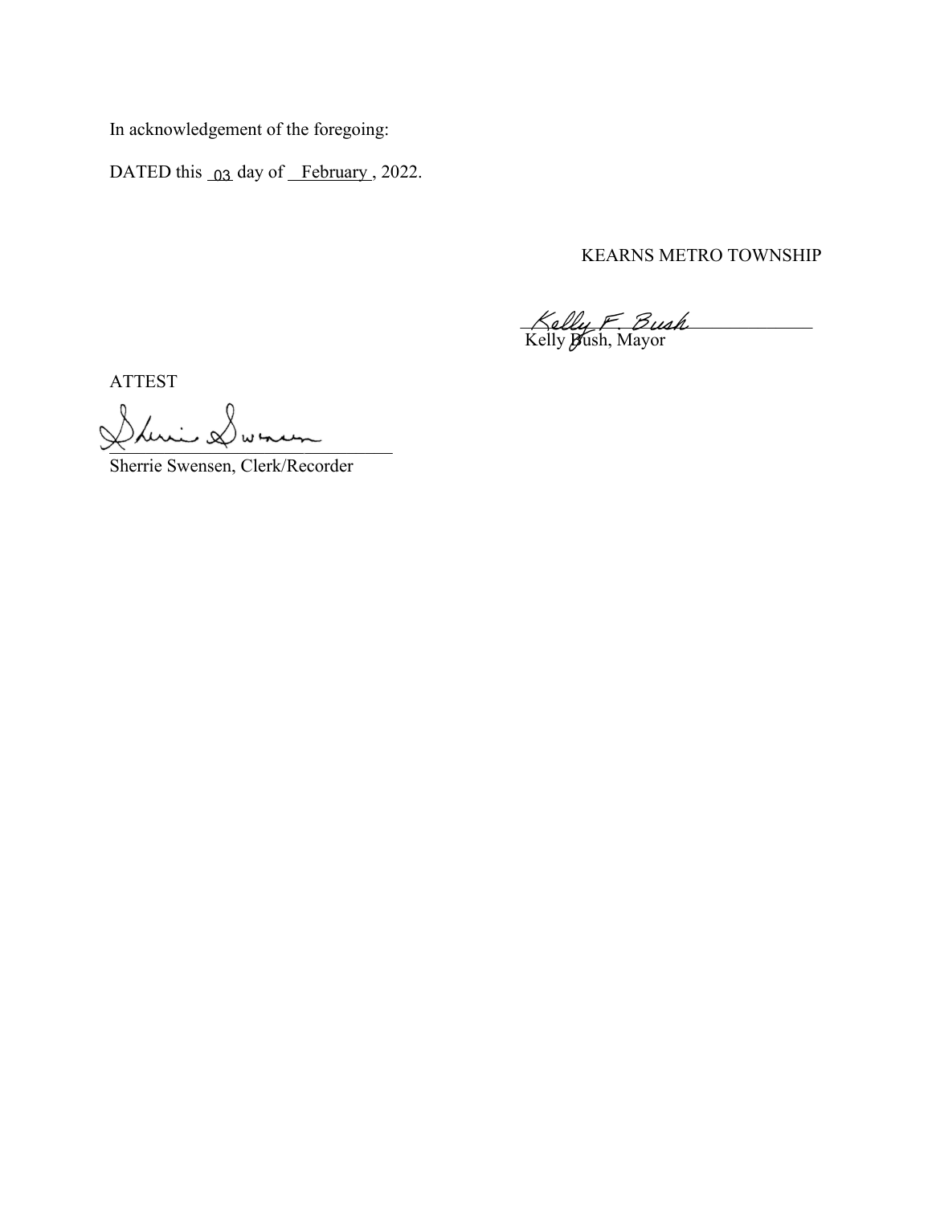In acknowledgement of the foregoing:

DATED this 03 day of February, 2022.

KEARNS METRO TOWNSHIP

Kelly F. Bush

Kelly Bush, Mayor

ATTEST

Sherrie Swensen

Sherrie Swensen, Clerk/Recorder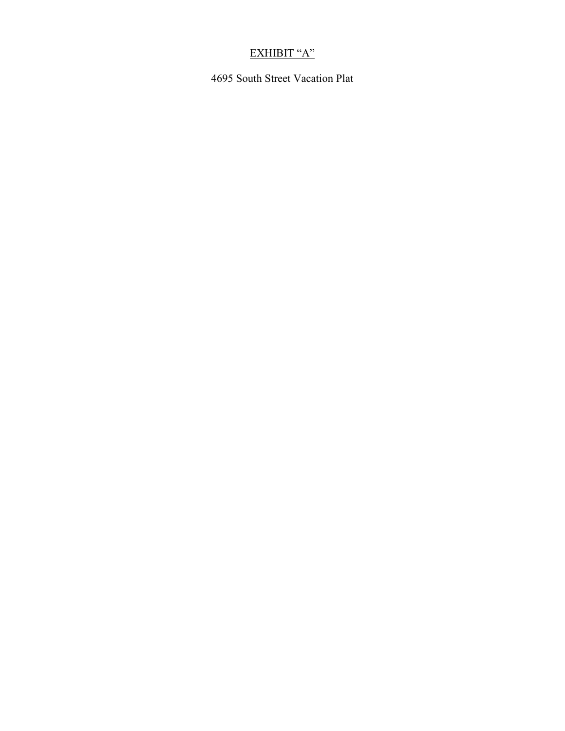# <u>EXHIBIT "A"</u>

4695 South Street Vacation Plat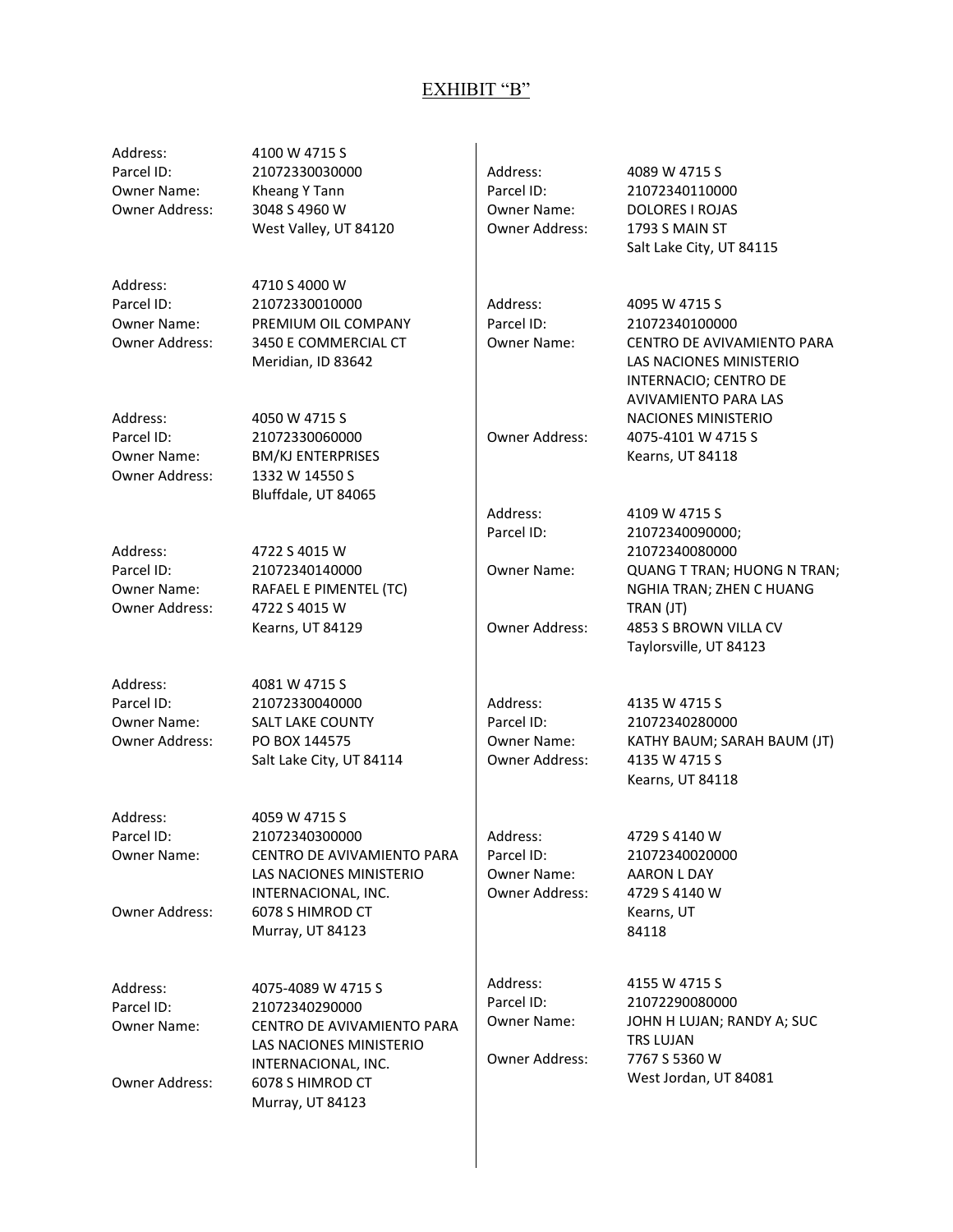# EXHIBIT "B"

Address: 4100 W 4715 S
Parcel ID: 21072330030000
Owner Name: Kheang Y Tann
Owner Address: 3048 S 4960 W
West Valley, UT 84120

Address: 4710 S 4000 W
Parcel ID: 21072330010000
Owner Name: PREMIUM OIL COMPANY
Owner Address: 3450 E COMMERCIAL CT
Meridian, ID 83642

Address: 4050 W 4715 S
Parcel ID: 21072330060000
Owner Name: BM/KJ ENTERPRISES
Owner Address: 1332 W 14550 S
Bluffdale, UT 84065

Address: 4722 S 4015 W
Parcel ID: 21072340140000
Owner Name: RAFAEL E PIMENTEL (TC)
Owner Address: 4722 S 4015 W
Kearns, UT 84129

Address: 4081 W 4715 S
Parcel ID: 21072330040000
Owner Name: SALT LAKE COUNTY
Owner Address: PO BOX 144575
Salt Lake City, UT 84114

Address: 4059 W 4715 S
Parcel ID: 21072340300000
Owner Name: CENTRO DE AVIVAMIENTO PARA LAS NACIONES MINISTERIO INTERNACIONAL, INC.
Owner Address: 6078 S HIMROD CT
Murray, UT 84123

Address: 4075-4089 W 4715 S
Parcel ID: 21072340290000
Owner Name: CENTRO DE AVIVAMIENTO PARA LAS NACIONES MINISTERIO INTERNACIONAL, INC.
Owner Address: 6078 S HIMROD CT
Murray, UT 84123

Address: 4089 W 4715 S
Parcel ID: 21072340110000
Owner Name: DOLORES I ROJAS
Owner Address: 1793 S MAIN ST
Salt Lake City, UT 84115

Address: 4095 W 4715 S
Parcel ID: 21072340100000
Owner Name: CENTRO DE AVIVAMIENTO PARA LAS NACIONES MINISTERIO INTERNACIO; CENTRO DE AVIVAMIENTO PARA LAS NACIONES MINISTERIO
Owner Address: 4075-4101 W 4715 S
Kearns, UT 84118

Address: 4109 W 4715 S
Parcel ID: 21072340090000; 21072340080000
Owner Name: QUANG T TRAN; HUONG N TRAN; NGHIA TRAN; ZHEN C HUANG TRAN (JT)
Owner Address: 4853 S BROWN VILLA CV
Taylorsville, UT 84123

Address: 4135 W 4715 S
Parcel ID: 21072340280000
Owner Name: KATHY BAUM; SARAH BAUM (JT)
Owner Address: 4135 W 4715 S
Kearns, UT 84118

Address: 4729 S 4140 W
Parcel ID: 21072340020000
Owner Name: AARON L DAY
Owner Address: 4729 S 4140 W
Kearns, UT
84118

Address: 4155 W 4715 S
Parcel ID: 21072290080000
Owner Name: JOHN H LUJAN; RANDY A; SUC TRS LUJAN
Owner Address: 7767 S 5360 W
West Jordan, UT 84081